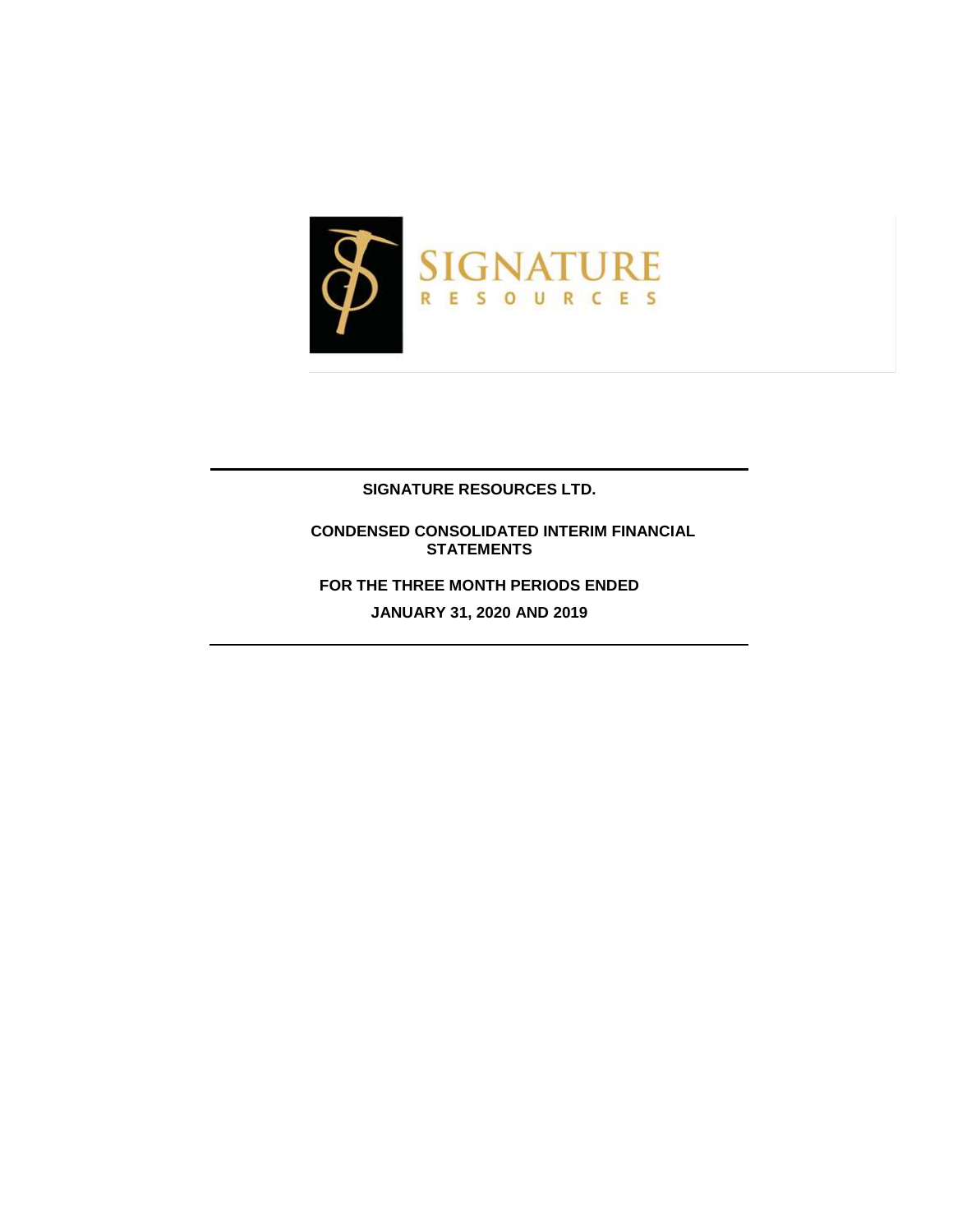# SIGNATURE RESOURCES LTD.

## CONDENSED CONSOLIDATED INTERIM FINANCIAL STATEMENTS

### FOR THE THREE MONTH PERIODS ENDED

### JANUARY 31, 2020 AND 2019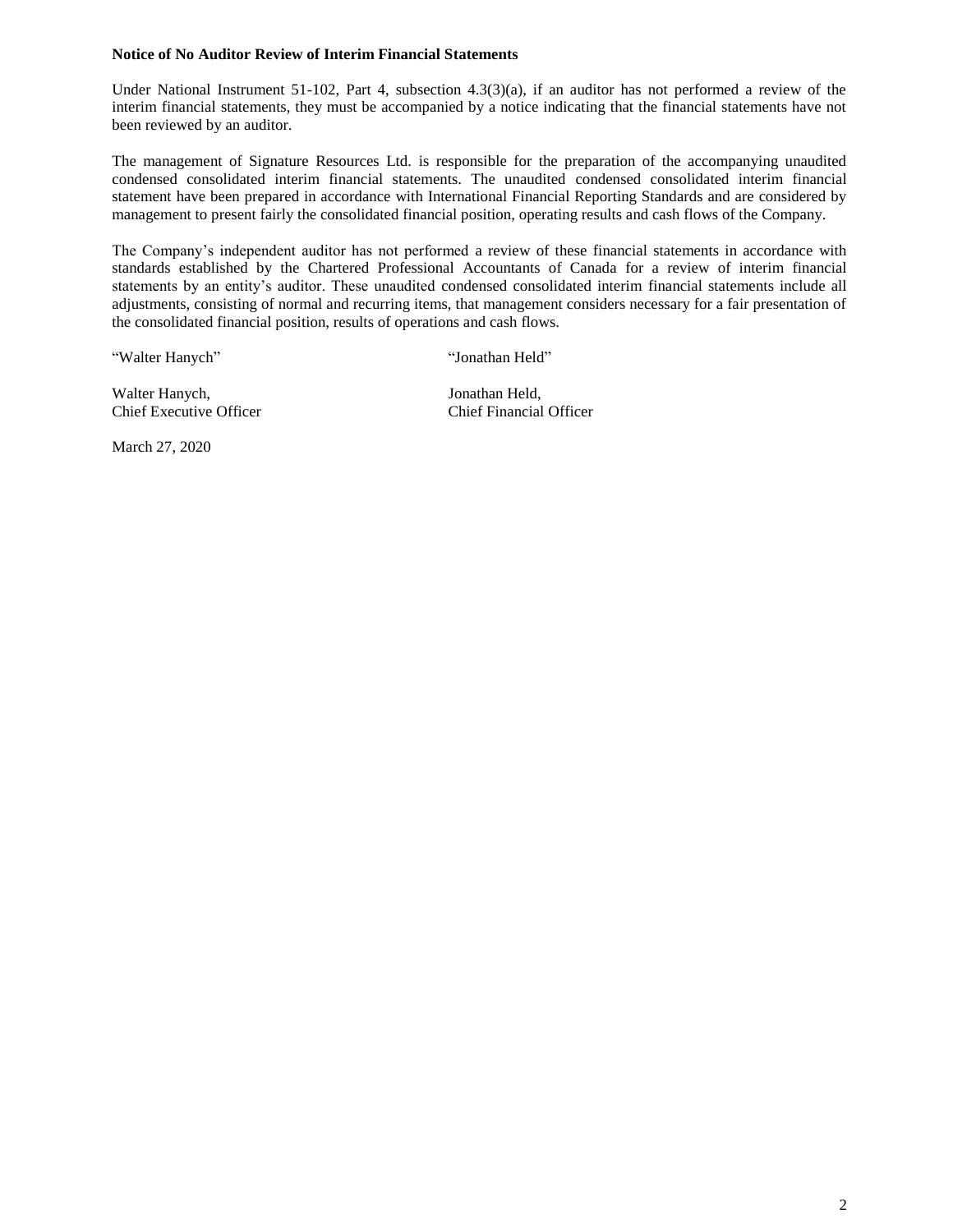**Notice of No Auditor Review of Interim Financial Statements**

Under National Instrument 51-102, Part 4, subsection 4.3(3)(a), if an auditor has not performed a review of the interim financial statements, they must be accompanied by a notice indicating that the financial statements have not been reviewed by an auditor.

The management of Signature Resources Ltd. is responsible for the preparation of the accompanying unaudited condensed consolidated interim financial statements. The unaudited condensed consolidated interim financial statement have been prepared in accordance with International Financial Reporting Standards and are considered by management to present fairly the consolidated financial position, operating results and cash flows of the Company.

The Company's independent auditor has not performed a review of these financial statements in accordance with standards established by the Chartered Professional Accountants of Canada for a review of interim financial statements by an entity's auditor. These unaudited condensed consolidated interim financial statements include all adjustments, consisting of normal and recurring items, that management considers necessary for a fair presentation of the consolidated financial position, results of operations and cash flows.

"Walter Hanych"

Walter Hanych,
Chief Executive Officer

"Jonathan Held"

Jonathan Held,
Chief Financial Officer

March 27, 2020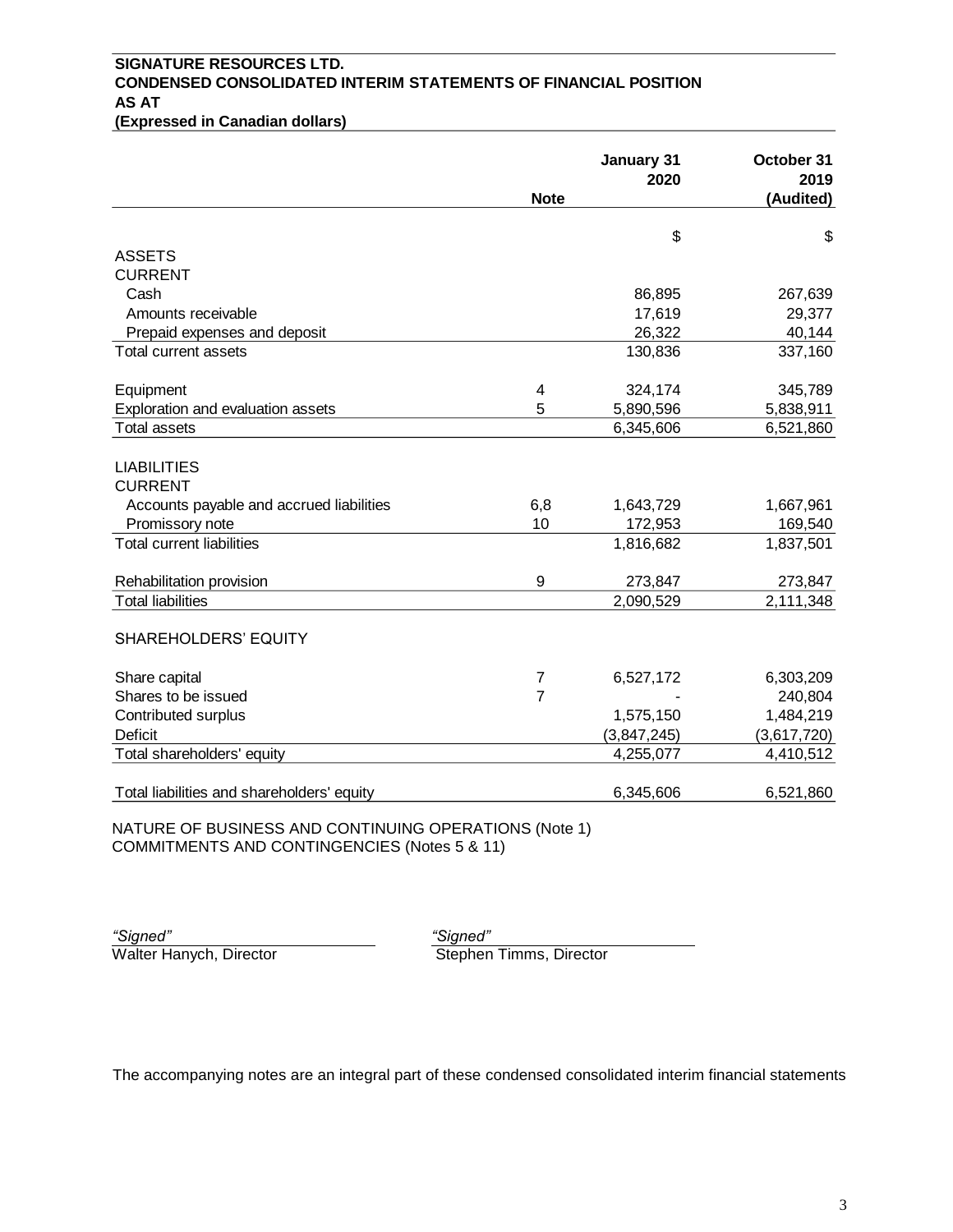**SIGNATURE RESOURCES LTD.**
**CONDENSED CONSOLIDATED INTERIM STATEMENTS OF FINANCIAL POSITION**
**AS AT**
**(Expressed in Canadian dollars)**

| | Note | January 31 2020 | October 31 2019 (Audited) |
|---|---|---|---|
| | | $ | $ |
| ASSETS | | | |
| CURRENT | | | |
| Cash | | 86,895 | 267,639 |
| Amounts receivable | | 17,619 | 29,377 |
| Prepaid expenses and deposit | | 26,322 | 40,144 |
| Total current assets | | 130,836 | 337,160 |
| | | | |
| Equipment | 4 | 324,174 | 345,789 |
| Exploration and evaluation assets | 5 | 5,890,596 | 5,838,911 |
| Total assets | | 6,345,606 | 6,521,860 |
| | | | |
| LIABILITIES | | | |
| CURRENT | | | |
| Accounts payable and accrued liabilities | 6,8 | 1,643,729 | 1,667,961 |
| Promissory note | 10 | 172,953 | 169,540 |
| Total current liabilities | | 1,816,682 | 1,837,501 |
| | | | |
| Rehabilitation provision | 9 | 273,847 | 273,847 |
| Total liabilities | | 2,090,529 | 2,111,348 |
| | | | |
| SHAREHOLDERS' EQUITY | | | |
| | | | |
| Share capital | 7 | 6,527,172 | 6,303,209 |
| Shares to be issued | 7 | - | 240,804 |
| Contributed surplus | | 1,575,150 | 1,484,219 |
| Deficit | | (3,847,245) | (3,617,720) |
| Total shareholders' equity | | 4,255,077 | 4,410,512 |
| | | | |
| Total liabilities and shareholders' equity | | 6,345,606 | 6,521,860 |

NATURE OF BUSINESS AND CONTINUING OPERATIONS (Note 1)
COMMITMENTS AND CONTINGENCIES (Notes 5 & 11)

*"Signed"*
Walter Hanych, Director

*"Signed"*
Stephen Timms, Director

The accompanying notes are an integral part of these condensed consolidated interim financial statements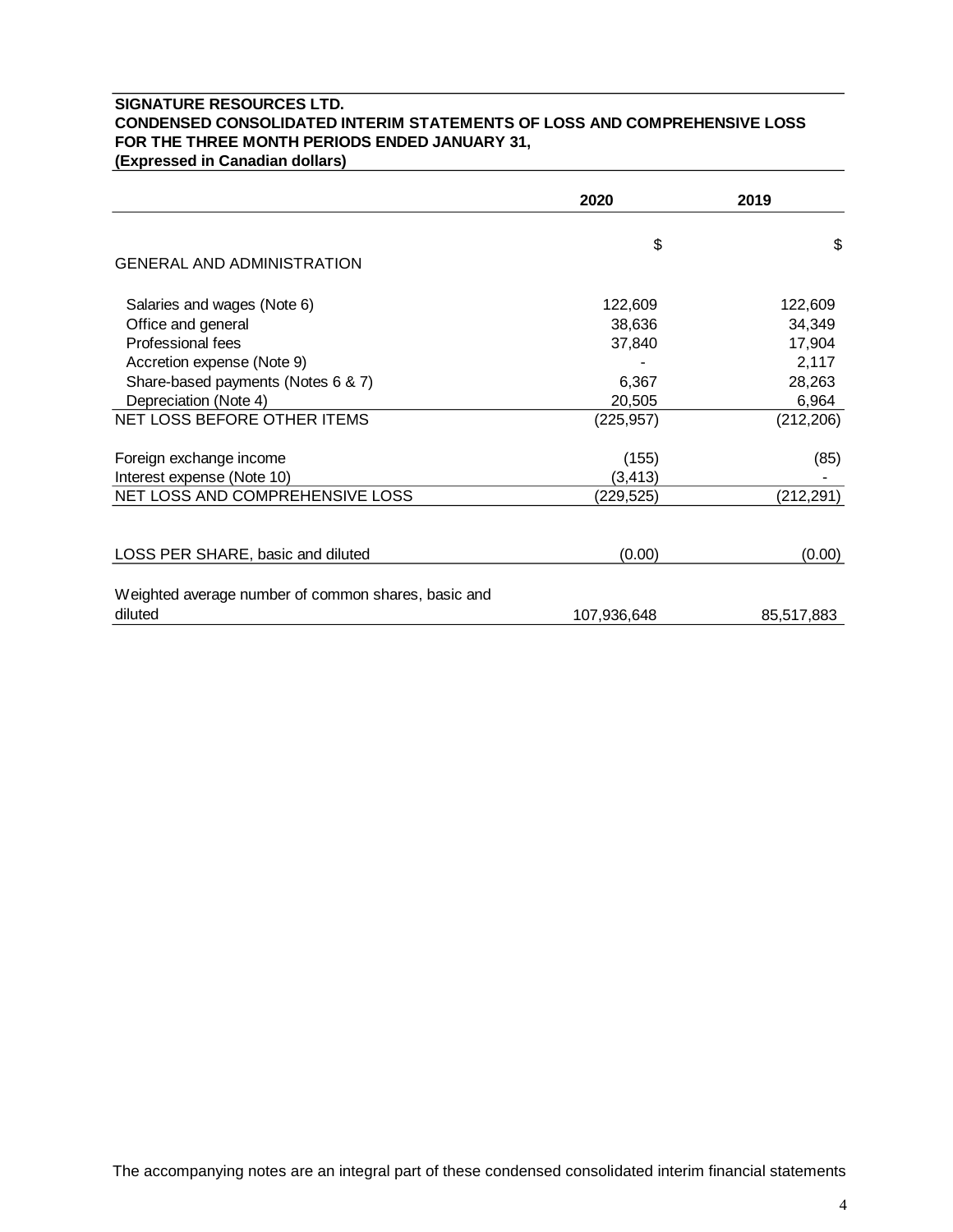**SIGNATURE RESOURCES LTD.**
**CONDENSED CONSOLIDATED INTERIM STATEMENTS OF LOSS AND COMPREHENSIVE LOSS**
**FOR THE THREE MONTH PERIODS ENDED JANUARY 31,**
**(Expressed in Canadian dollars)**

| | 2020 | 2019 |
|---|---|---|
| | $ | $ |
| GENERAL AND ADMINISTRATION | | |
| Salaries and wages (Note 6) | 122,609 | 122,609 |
| Office and general | 38,636 | 34,349 |
| Professional fees | 37,840 | 17,904 |
| Accretion expense (Note 9) | - | 2,117 |
| Share-based payments (Notes 6 & 7) | 6,367 | 28,263 |
| Depreciation (Note 4) | 20,505 | 6,964 |
| NET LOSS BEFORE OTHER ITEMS | (225,957) | (212,206) |
| Foreign exchange income | (155) | (85) |
| Interest expense (Note 10) | (3,413) | - |
| NET LOSS AND COMPREHENSIVE LOSS | (229,525) | (212,291) |
| LOSS PER SHARE, basic and diluted | (0.00) | (0.00) |
| Weighted average number of common shares, basic and diluted | 107,936,648 | 85,517,883 |

The accompanying notes are an integral part of these condensed consolidated interim financial statements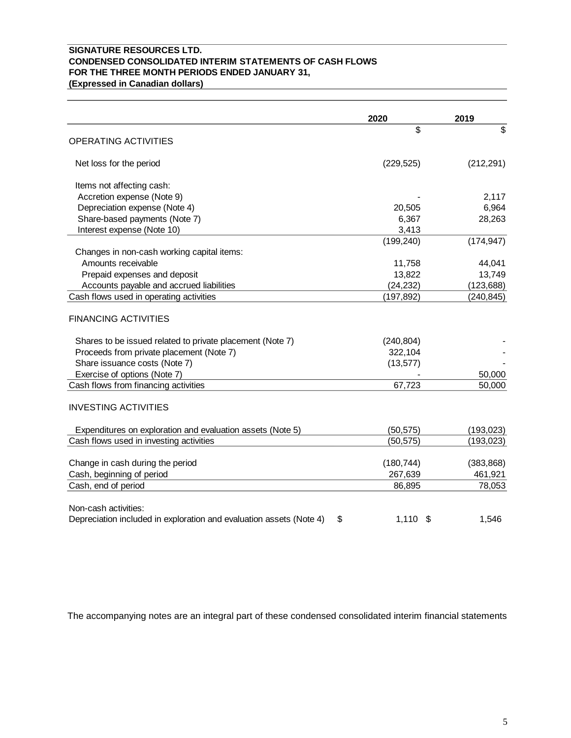**SIGNATURE RESOURCES LTD.**
**CONDENSED CONSOLIDATED INTERIM STATEMENTS OF CASH FLOWS**
**FOR THE THREE MONTH PERIODS ENDED JANUARY 31,**
**(Expressed in Canadian dollars)**

| | 2020 | 2019 |
|---|---|---|
| | $ | $ |
| OPERATING ACTIVITIES | | |
| Net loss for the period | (229,525) | (212,291) |
| Items not affecting cash: | | |
| Accretion expense (Note 9) | - | 2,117 |
| Depreciation expense (Note 4) | 20,505 | 6,964 |
| Share-based payments (Note 7) | 6,367 | 28,263 |
| Interest expense (Note 10) | 3,413 | |
| | (199,240) | (174,947) |
| Changes in non-cash working capital items: | | |
| Amounts receivable | 11,758 | 44,041 |
| Prepaid expenses and deposit | 13,822 | 13,749 |
| Accounts payable and accrued liabilities | (24,232) | (123,688) |
| Cash flows used in operating activities | (197,892) | (240,845) |
| FINANCING ACTIVITIES | | |
| Shares to be issued related to private placement (Note 7) | (240,804) | - |
| Proceeds from private placement (Note 7) | 322,104 | - |
| Share issuance costs (Note 7) | (13,577) | - |
| Exercise of options (Note 7) | - | 50,000 |
| Cash flows from financing activities | 67,723 | 50,000 |
| INVESTING ACTIVITIES | | |
| Expenditures on exploration and evaluation assets (Note 5) | (50,575) | (193,023) |
| Cash flows used in investing activities | (50,575) | (193,023) |
| Change in cash during the period | (180,744) | (383,868) |
| Cash, beginning of period | 267,639 | 461,921 |
| Cash, end of period | 86,895 | 78,053 |
| Non-cash activities: | | |
| Depreciation included in exploration and evaluation assets (Note 4) | $ 1,110 | $ 1,546 |

The accompanying notes are an integral part of these condensed consolidated interim financial statements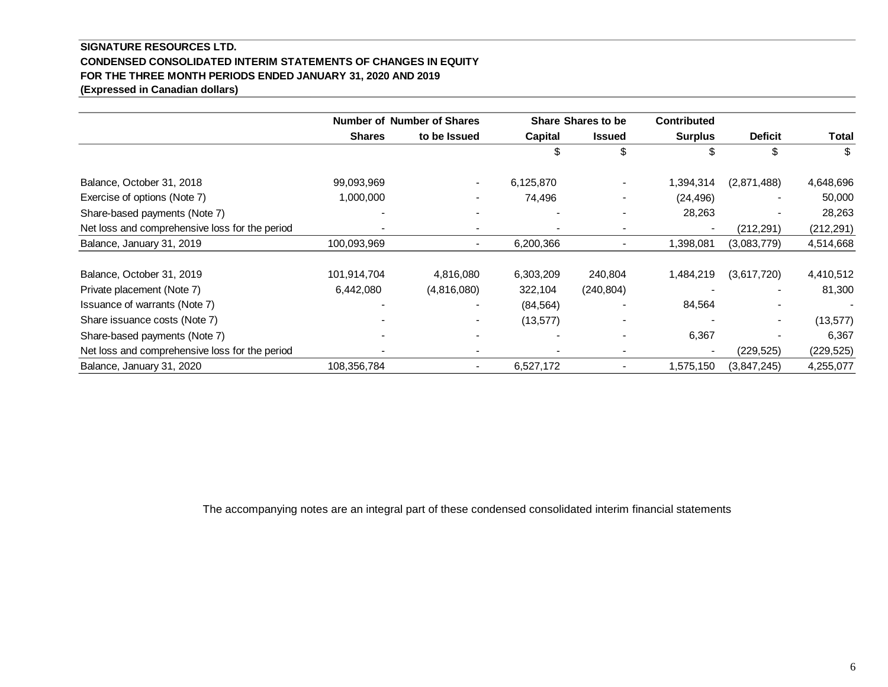**SIGNATURE RESOURCES LTD.**
**CONDENSED CONSOLIDATED INTERIM STATEMENTS OF CHANGES IN EQUITY**
**FOR THE THREE MONTH PERIODS ENDED JANUARY 31, 2020 AND 2019**
**(Expressed in Canadian dollars)**

| | Number of Shares | Number of Shares to be Issued | Share Capital | Shares to be Issued | Contributed Surplus | Deficit | Total |
|---|---|---|---|---|---|---|---|
| | | | $ | $ | $ | $ | $ |
| Balance, October 31, 2018 | 99,093,969 | - | 6,125,870 | - | 1,394,314 | (2,871,488) | 4,648,696 |
| Exercise of options (Note 7) | 1,000,000 | - | 74,496 | - | (24,496) | - | 50,000 |
| Share-based payments (Note 7) | - | - | - | - | 28,263 | - | 28,263 |
| Net loss and comprehensive loss for the period | - | - | - | - | - | (212,291) | (212,291) |
| Balance, January 31, 2019 | 100,093,969 | - | 6,200,366 | - | 1,398,081 | (3,083,779) | 4,514,668 |
| | | | | | | | |
| Balance, October 31, 2019 | 101,914,704 | 4,816,080 | 6,303,209 | 240,804 | 1,484,219 | (3,617,720) | 4,410,512 |
| Private placement (Note 7) | 6,442,080 | (4,816,080) | 322,104 | (240,804) | - | - | 81,300 |
| Issuance of warrants (Note 7) | - | - | (84,564) | - | 84,564 | - | - |
| Share issuance costs (Note 7) | - | - | (13,577) | - | - | - | (13,577) |
| Share-based payments (Note 7) | - | - | - | - | 6,367 | - | 6,367 |
| Net loss and comprehensive loss for the period | - | - | - | - | - | (229,525) | (229,525) |
| Balance, January 31, 2020 | 108,356,784 | - | 6,527,172 | - | 1,575,150 | (3,847,245) | 4,255,077 |

The accompanying notes are an integral part of these condensed consolidated interim financial statements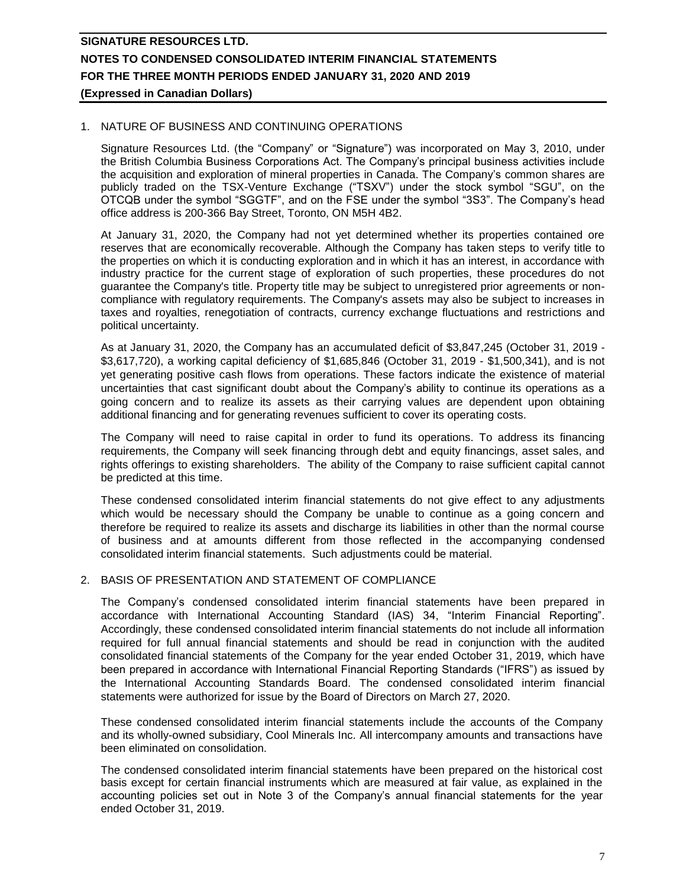## 1. NATURE OF BUSINESS AND CONTINUING OPERATIONS

Signature Resources Ltd. (the "Company" or "Signature") was incorporated on May 3, 2010, under the British Columbia Business Corporations Act. The Company's principal business activities include the acquisition and exploration of mineral properties in Canada. The Company's common shares are publicly traded on the TSX-Venture Exchange ("TSXV") under the stock symbol "SGU", on the OTCQB under the symbol "SGGTF", and on the FSE under the symbol "3S3". The Company's head office address is 200-366 Bay Street, Toronto, ON M5H 4B2.

At January 31, 2020, the Company had not yet determined whether its properties contained ore reserves that are economically recoverable. Although the Company has taken steps to verify title to the properties on which it is conducting exploration and in which it has an interest, in accordance with industry practice for the current stage of exploration of such properties, these procedures do not guarantee the Company's title. Property title may be subject to unregistered prior agreements or non-compliance with regulatory requirements. The Company's assets may also be subject to increases in taxes and royalties, renegotiation of contracts, currency exchange fluctuations and restrictions and political uncertainty.

As at January 31, 2020, the Company has an accumulated deficit of $3,847,245 (October 31, 2019 - $3,617,720), a working capital deficiency of $1,685,846 (October 31, 2019 - $1,500,341), and is not yet generating positive cash flows from operations. These factors indicate the existence of material uncertainties that cast significant doubt about the Company's ability to continue its operations as a going concern and to realize its assets as their carrying values are dependent upon obtaining additional financing and for generating revenues sufficient to cover its operating costs.

The Company will need to raise capital in order to fund its operations. To address its financing requirements, the Company will seek financing through debt and equity financings, asset sales, and rights offerings to existing shareholders. The ability of the Company to raise sufficient capital cannot be predicted at this time.

These condensed consolidated interim financial statements do not give effect to any adjustments which would be necessary should the Company be unable to continue as a going concern and therefore be required to realize its assets and discharge its liabilities in other than the normal course of business and at amounts different from those reflected in the accompanying condensed consolidated interim financial statements. Such adjustments could be material.

## 2. BASIS OF PRESENTATION AND STATEMENT OF COMPLIANCE

The Company's condensed consolidated interim financial statements have been prepared in accordance with International Accounting Standard (IAS) 34, "Interim Financial Reporting". Accordingly, these condensed consolidated interim financial statements do not include all information required for full annual financial statements and should be read in conjunction with the audited consolidated financial statements of the Company for the year ended October 31, 2019, which have been prepared in accordance with International Financial Reporting Standards ("IFRS") as issued by the International Accounting Standards Board. The condensed consolidated interim financial statements were authorized for issue by the Board of Directors on March 27, 2020.

These condensed consolidated interim financial statements include the accounts of the Company and its wholly-owned subsidiary, Cool Minerals Inc. All intercompany amounts and transactions have been eliminated on consolidation.

The condensed consolidated interim financial statements have been prepared on the historical cost basis except for certain financial instruments which are measured at fair value, as explained in the accounting policies set out in Note 3 of the Company's annual financial statements for the year ended October 31, 2019.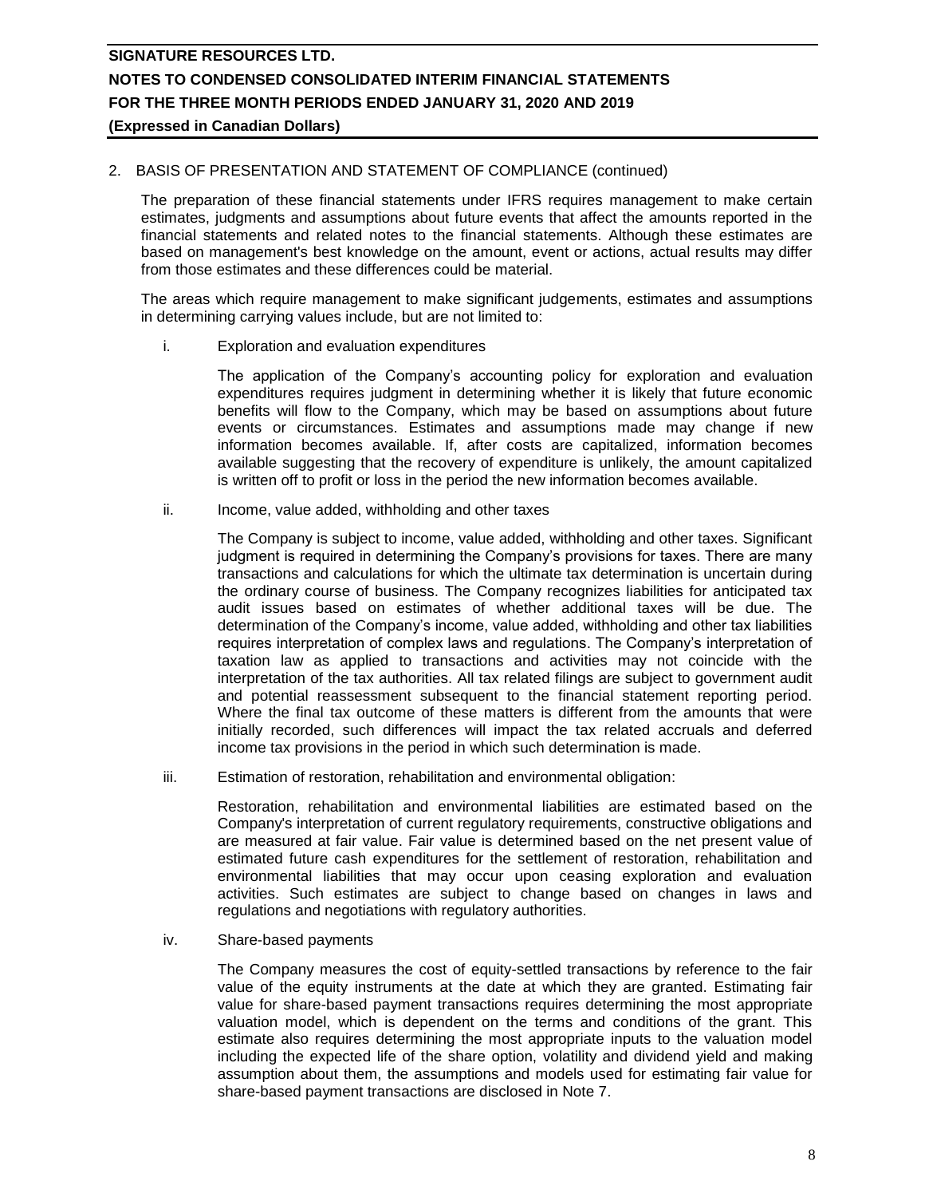## 2. BASIS OF PRESENTATION AND STATEMENT OF COMPLIANCE (continued)

The preparation of these financial statements under IFRS requires management to make certain estimates, judgments and assumptions about future events that affect the amounts reported in the financial statements and related notes to the financial statements. Although these estimates are based on management's best knowledge on the amount, event or actions, actual results may differ from those estimates and these differences could be material.

The areas which require management to make significant judgements, estimates and assumptions in determining carrying values include, but are not limited to:

i. Exploration and evaluation expenditures

   The application of the Company's accounting policy for exploration and evaluation expenditures requires judgment in determining whether it is likely that future economic benefits will flow to the Company, which may be based on assumptions about future events or circumstances. Estimates and assumptions made may change if new information becomes available. If, after costs are capitalized, information becomes available suggesting that the recovery of expenditure is unlikely, the amount capitalized is written off to profit or loss in the period the new information becomes available.

ii. Income, value added, withholding and other taxes

   The Company is subject to income, value added, withholding and other taxes. Significant judgment is required in determining the Company's provisions for taxes. There are many transactions and calculations for which the ultimate tax determination is uncertain during the ordinary course of business. The Company recognizes liabilities for anticipated tax audit issues based on estimates of whether additional taxes will be due. The determination of the Company's income, value added, withholding and other tax liabilities requires interpretation of complex laws and regulations. The Company's interpretation of taxation law as applied to transactions and activities may not coincide with the interpretation of the tax authorities. All tax related filings are subject to government audit and potential reassessment subsequent to the financial statement reporting period. Where the final tax outcome of these matters is different from the amounts that were initially recorded, such differences will impact the tax related accruals and deferred income tax provisions in the period in which such determination is made.

iii. Estimation of restoration, rehabilitation and environmental obligation:

   Restoration, rehabilitation and environmental liabilities are estimated based on the Company's interpretation of current regulatory requirements, constructive obligations and are measured at fair value. Fair value is determined based on the net present value of estimated future cash expenditures for the settlement of restoration, rehabilitation and environmental liabilities that may occur upon ceasing exploration and evaluation activities. Such estimates are subject to change based on changes in laws and regulations and negotiations with regulatory authorities.

iv. Share-based payments

   The Company measures the cost of equity-settled transactions by reference to the fair value of the equity instruments at the date at which they are granted. Estimating fair value for share-based payment transactions requires determining the most appropriate valuation model, which is dependent on the terms and conditions of the grant. This estimate also requires determining the most appropriate inputs to the valuation model including the expected life of the share option, volatility and dividend yield and making assumption about them, the assumptions and models used for estimating fair value for share-based payment transactions are disclosed in Note 7.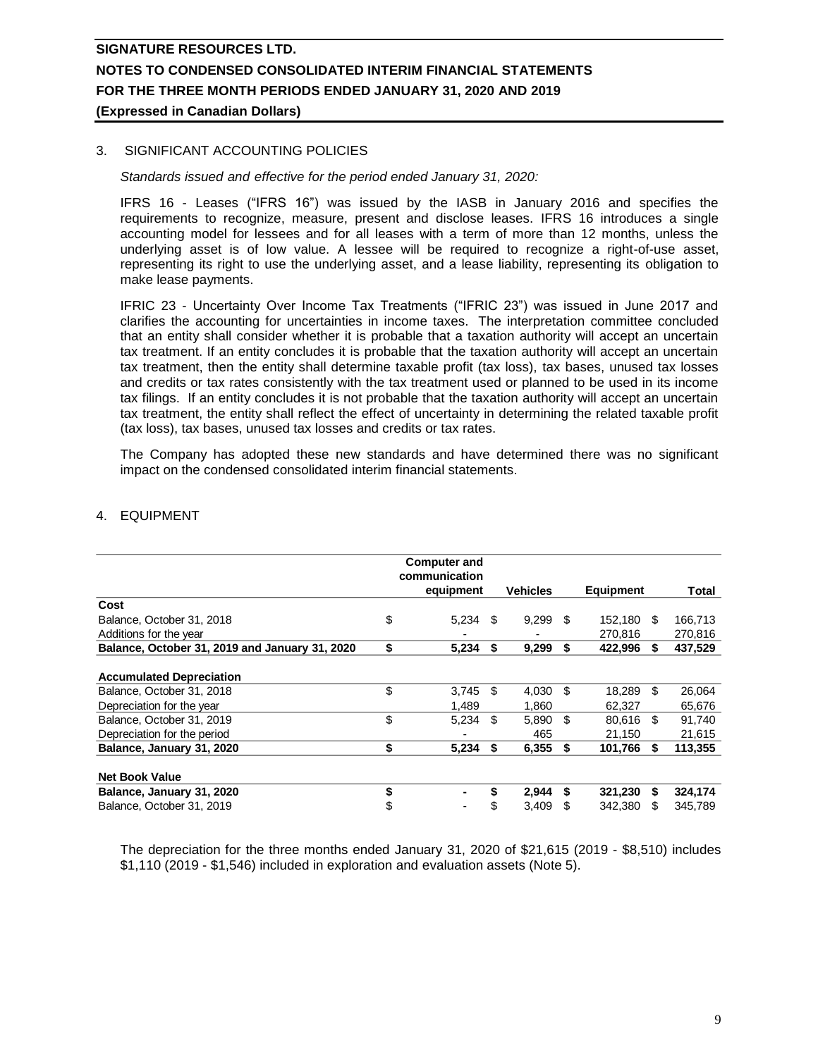## 3. SIGNIFICANT ACCOUNTING POLICIES

*Standards issued and effective for the period ended January 31, 2020:*

IFRS 16 - Leases ("IFRS 16") was issued by the IASB in January 2016 and specifies the requirements to recognize, measure, present and disclose leases. IFRS 16 introduces a single accounting model for lessees and for all leases with a term of more than 12 months, unless the underlying asset is of low value. A lessee will be required to recognize a right-of-use asset, representing its right to use the underlying asset, and a lease liability, representing its obligation to make lease payments.

IFRIC 23 - Uncertainty Over Income Tax Treatments ("IFRIC 23") was issued in June 2017 and clarifies the accounting for uncertainties in income taxes. The interpretation committee concluded that an entity shall consider whether it is probable that a taxation authority will accept an uncertain tax treatment. If an entity concludes it is probable that the taxation authority will accept an uncertain tax treatment, then the entity shall determine taxable profit (tax loss), tax bases, unused tax losses and credits or tax rates consistently with the tax treatment used or planned to be used in its income tax filings. If an entity concludes it is not probable that the taxation authority will accept an uncertain tax treatment, the entity shall reflect the effect of uncertainty in determining the related taxable profit (tax loss), tax bases, unused tax losses and credits or tax rates.

The Company has adopted these new standards and have determined there was no significant impact on the condensed consolidated interim financial statements.

## 4. EQUIPMENT

| | Computer and communication equipment | Vehicles | Equipment | Total |
|---|---|---|---|---|
| **Cost** | | | | |
| Balance, October 31, 2018 | $ 5,234 | $ 9,299 | $ 152,180 | $ 166,713 |
| Additions for the year | - | - | 270,816 | 270,816 |
| **Balance, October 31, 2019 and January 31, 2020** | **$ 5,234** | **$ 9,299** | **$ 422,996** | **$ 437,529** |
| | | | | |
| **Accumulated Depreciation** | | | | |
| Balance, October 31, 2018 | $ 3,745 | $ 4,030 | $ 18,289 | $ 26,064 |
| Depreciation for the year | 1,489 | 1,860 | 62,327 | 65,676 |
| Balance, October 31, 2019 | $ 5,234 | $ 5,890 | $ 80,616 | $ 91,740 |
| Depreciation for the period | - | 465 | 21,150 | 21,615 |
| **Balance, January 31, 2020** | **$ 5,234** | **$ 6,355** | **$ 101,766** | **$ 113,355** |
| | | | | |
| **Net Book Value** | | | | |
| **Balance, January 31, 2020** | **$ -** | **$ 2,944** | **$ 321,230** | **$ 324,174** |
| Balance, October 31, 2019 | $ - | $ 3,409 | $ 342,380 | $ 345,789 |

The depreciation for the three months ended January 31, 2020 of $21,615 (2019 - $8,510) includes $1,110 (2019 - $1,546) included in exploration and evaluation assets (Note 5).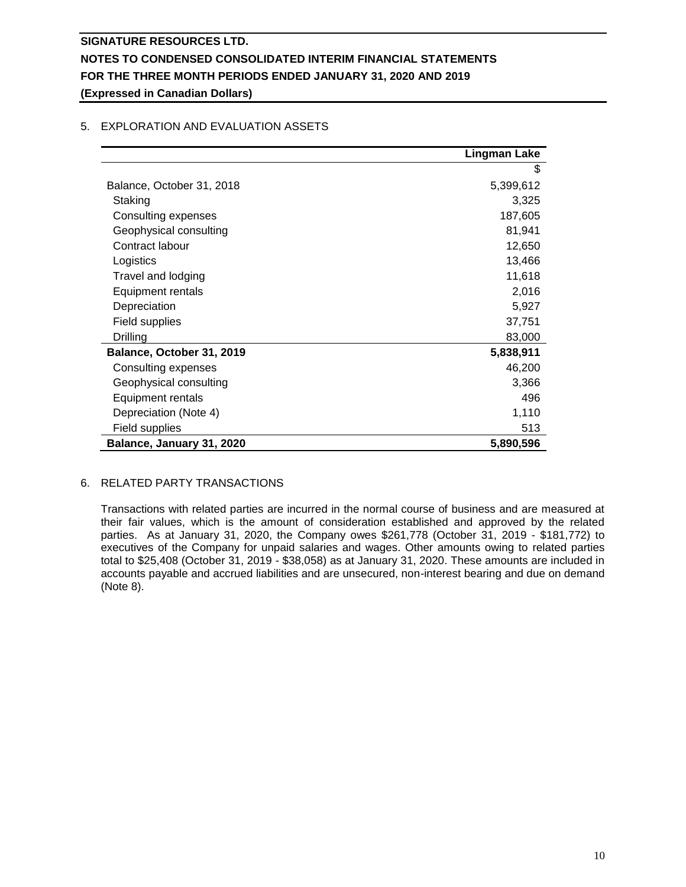## 5. EXPLORATION AND EVALUATION ASSETS

| | Lingman Lake |
|---|---|
| | $ |
| Balance, October 31, 2018 | 5,399,612 |
| Staking | 3,325 |
| Consulting expenses | 187,605 |
| Geophysical consulting | 81,941 |
| Contract labour | 12,650 |
| Logistics | 13,466 |
| Travel and lodging | 11,618 |
| Equipment rentals | 2,016 |
| Depreciation | 5,927 |
| Field supplies | 37,751 |
| Drilling | 83,000 |
| **Balance, October 31, 2019** | **5,838,911** |
| Consulting expenses | 46,200 |
| Geophysical consulting | 3,366 |
| Equipment rentals | 496 |
| Depreciation (Note 4) | 1,110 |
| Field supplies | 513 |
| **Balance, January 31, 2020** | **5,890,596** |

## 6. RELATED PARTY TRANSACTIONS

Transactions with related parties are incurred in the normal course of business and are measured at their fair values, which is the amount of consideration established and approved by the related parties. As at January 31, 2020, the Company owes $261,778 (October 31, 2019 - $181,772) to executives of the Company for unpaid salaries and wages. Other amounts owing to related parties total to $25,408 (October 31, 2019 - $38,058) as at January 31, 2020. These amounts are included in accounts payable and accrued liabilities and are unsecured, non-interest bearing and due on demand (Note 8).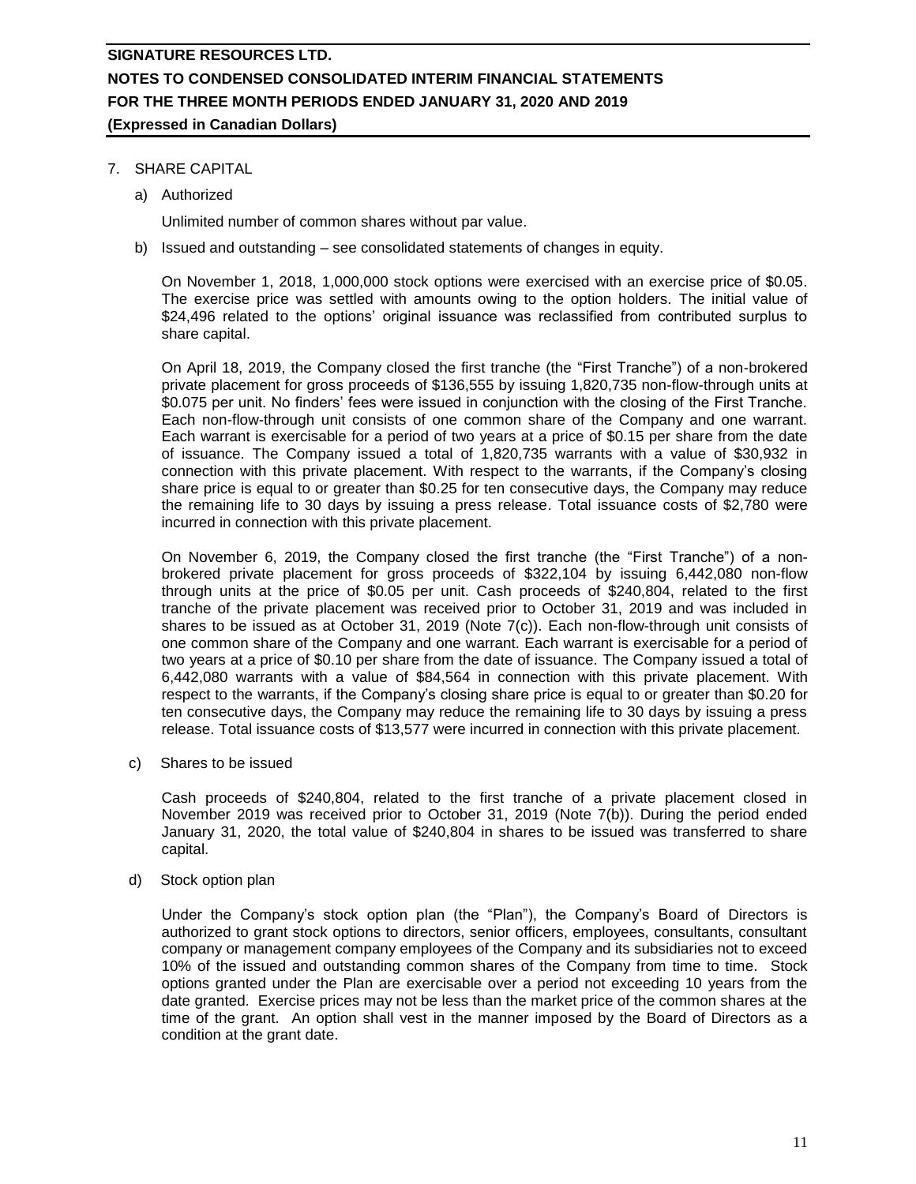## 7. SHARE CAPITAL

### a) Authorized

Unlimited number of common shares without par value.

### b) Issued and outstanding – see consolidated statements of changes in equity.

On November 1, 2018, 1,000,000 stock options were exercised with an exercise price of $0.05. The exercise price was settled with amounts owing to the option holders. The initial value of $24,496 related to the options' original issuance was reclassified from contributed surplus to share capital.

On April 18, 2019, the Company closed the first tranche (the "First Tranche") of a non-brokered private placement for gross proceeds of $136,555 by issuing 1,820,735 non-flow-through units at $0.075 per unit. No finders' fees were issued in conjunction with the closing of the First Tranche. Each non-flow-through unit consists of one common share of the Company and one warrant. Each warrant is exercisable for a period of two years at a price of $0.15 per share from the date of issuance. The Company issued a total of 1,820,735 warrants with a value of $30,932 in connection with this private placement. With respect to the warrants, if the Company's closing share price is equal to or greater than $0.25 for ten consecutive days, the Company may reduce the remaining life to 30 days by issuing a press release. Total issuance costs of $2,780 were incurred in connection with this private placement.

On November 6, 2019, the Company closed the first tranche (the "First Tranche") of a non-brokered private placement for gross proceeds of $322,104 by issuing 6,442,080 non-flow through units at the price of $0.05 per unit. Cash proceeds of $240,804, related to the first tranche of the private placement was received prior to October 31, 2019 and was included in shares to be issued as at October 31, 2019 (Note 7(c)). Each non-flow-through unit consists of one common share of the Company and one warrant. Each warrant is exercisable for a period of two years at a price of $0.10 per share from the date of issuance. The Company issued a total of 6,442,080 warrants with a value of $84,564 in connection with this private placement. With respect to the warrants, if the Company's closing share price is equal to or greater than $0.20 for ten consecutive days, the Company may reduce the remaining life to 30 days by issuing a press release. Total issuance costs of $13,577 were incurred in connection with this private placement.

### c) Shares to be issued

Cash proceeds of $240,804, related to the first tranche of a private placement closed in November 2019 was received prior to October 31, 2019 (Note 7(b)). During the period ended January 31, 2020, the total value of $240,804 in shares to be issued was transferred to share capital.

### d) Stock option plan

Under the Company's stock option plan (the "Plan"), the Company's Board of Directors is authorized to grant stock options to directors, senior officers, employees, consultants, consultant company or management company employees of the Company and its subsidiaries not to exceed 10% of the issued and outstanding common shares of the Company from time to time. Stock options granted under the Plan are exercisable over a period not exceeding 10 years from the date granted. Exercise prices may not be less than the market price of the common shares at the time of the grant. An option shall vest in the manner imposed by the Board of Directors as a condition at the grant date.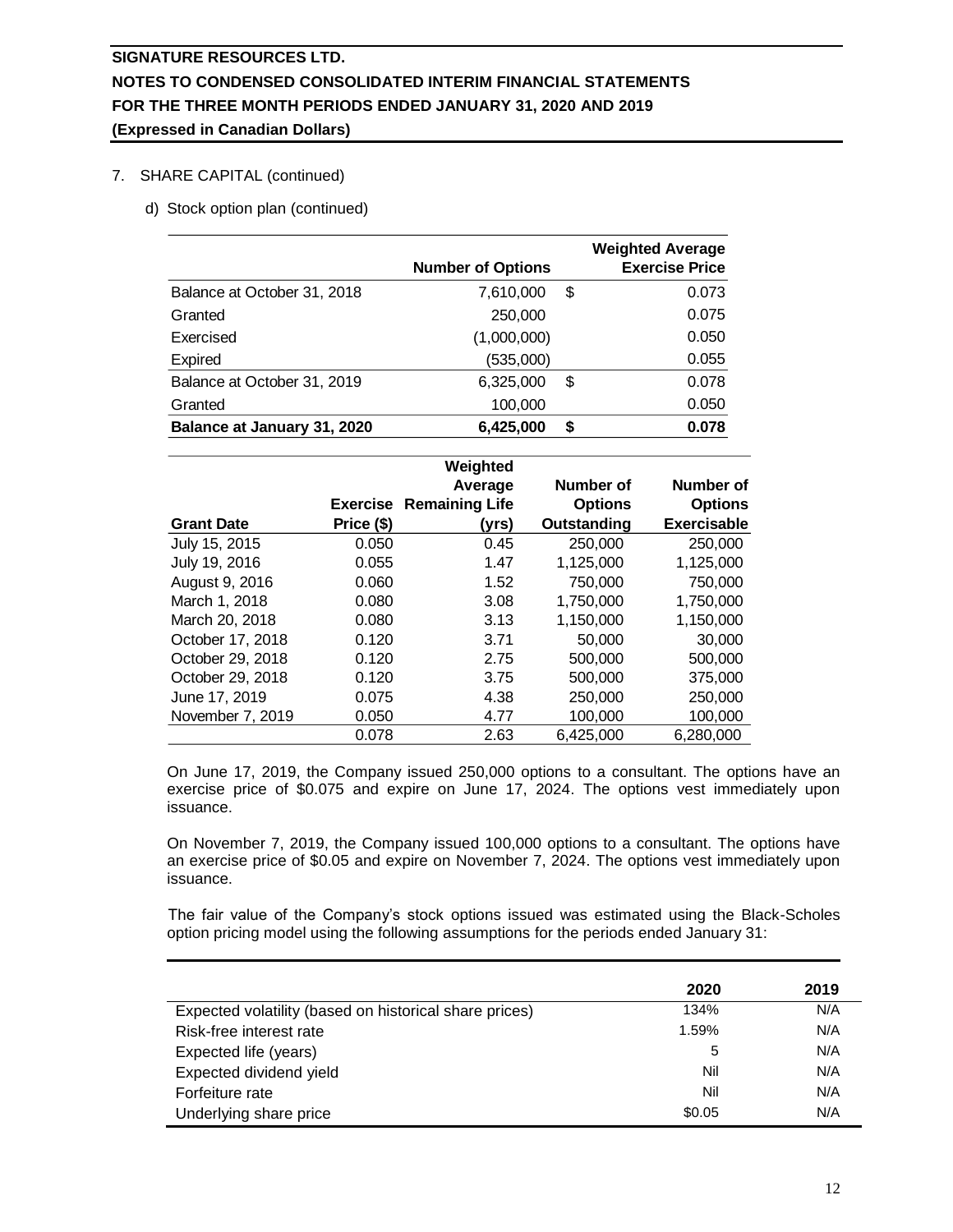## 7. SHARE CAPITAL (continued)

### d) Stock option plan (continued)

| | Number of Options | | Weighted Average Exercise Price |
|---|---|---|---|
| Balance at October 31, 2018 | 7,610,000 | $ | 0.073 |
| Granted | 250,000 | | 0.075 |
| Exercised | (1,000,000) | | 0.050 |
| Expired | (535,000) | | 0.055 |
| Balance at October 31, 2019 | 6,325,000 | $ | 0.078 |
| Granted | 100,000 | | 0.050 |
| **Balance at January 31, 2020** | **6,425,000** | **$** | **0.078** |

| Grant Date | Exercise Price ($) | Weighted Average Remaining Life (yrs) | Number of Options Outstanding | Number of Options Exercisable |
|---|---|---|---|---|
| July 15, 2015 | 0.050 | 0.45 | 250,000 | 250,000 |
| July 19, 2016 | 0.055 | 1.47 | 1,125,000 | 1,125,000 |
| August 9, 2016 | 0.060 | 1.52 | 750,000 | 750,000 |
| March 1, 2018 | 0.080 | 3.08 | 1,750,000 | 1,750,000 |
| March 20, 2018 | 0.080 | 3.13 | 1,150,000 | 1,150,000 |
| October 17, 2018 | 0.120 | 3.71 | 50,000 | 30,000 |
| October 29, 2018 | 0.120 | 2.75 | 500,000 | 500,000 |
| October 29, 2018 | 0.120 | 3.75 | 500,000 | 375,000 |
| June 17, 2019 | 0.075 | 4.38 | 250,000 | 250,000 |
| November 7, 2019 | 0.050 | 4.77 | 100,000 | 100,000 |
| | 0.078 | 2.63 | 6,425,000 | 6,280,000 |

On June 17, 2019, the Company issued 250,000 options to a consultant. The options have an exercise price of $0.075 and expire on June 17, 2024. The options vest immediately upon issuance.

On November 7, 2019, the Company issued 100,000 options to a consultant. The options have an exercise price of $0.05 and expire on November 7, 2024. The options vest immediately upon issuance.

The fair value of the Company's stock options issued was estimated using the Black-Scholes option pricing model using the following assumptions for the periods ended January 31:

| | 2020 | 2019 |
|---|---|---|
| Expected volatility (based on historical share prices) | 134% | N/A |
| Risk-free interest rate | 1.59% | N/A |
| Expected life (years) | 5 | N/A |
| Expected dividend yield | Nil | N/A |
| Forfeiture rate | Nil | N/A |
| Underlying share price | $0.05 | N/A |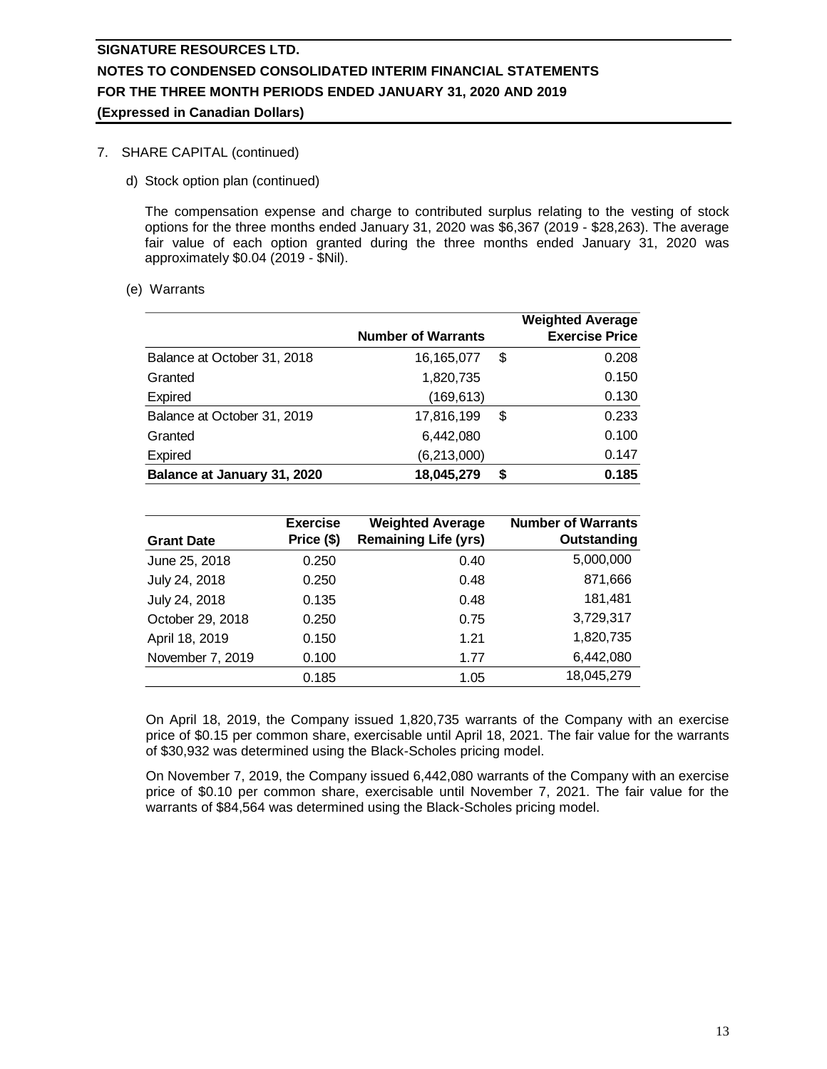7. SHARE CAPITAL (continued)

d) Stock option plan (continued)

The compensation expense and charge to contributed surplus relating to the vesting of stock options for the three months ended January 31, 2020 was $6,367 (2019 - $28,263). The average fair value of each option granted during the three months ended January 31, 2020 was approximately $0.04 (2019 - $Nil).

(e) Warrants

| | Number of Warrants | | Weighted Average Exercise Price |
|---|---|---|---|
| Balance at October 31, 2018 | 16,165,077 | $ | 0.208 |
| Granted | 1,820,735 | | 0.150 |
| Expired | (169,613) | | 0.130 |
| Balance at October 31, 2019 | 17,816,199 | $ | 0.233 |
| Granted | 6,442,080 | | 0.100 |
| Expired | (6,213,000) | | 0.147 |
| **Balance at January 31, 2020** | **18,045,279** | **$** | **0.185** |

| Grant Date | Exercise Price ($) | Weighted Average Remaining Life (yrs) | Number of Warrants Outstanding |
|---|---|---|---|
| June 25, 2018 | 0.250 | 0.40 | 5,000,000 |
| July 24, 2018 | 0.250 | 0.48 | 871,666 |
| July 24, 2018 | 0.135 | 0.48 | 181,481 |
| October 29, 2018 | 0.250 | 0.75 | 3,729,317 |
| April 18, 2019 | 0.150 | 1.21 | 1,820,735 |
| November 7, 2019 | 0.100 | 1.77 | 6,442,080 |
| | 0.185 | 1.05 | 18,045,279 |

On April 18, 2019, the Company issued 1,820,735 warrants of the Company with an exercise price of $0.15 per common share, exercisable until April 18, 2021. The fair value for the warrants of $30,932 was determined using the Black-Scholes pricing model.

On November 7, 2019, the Company issued 6,442,080 warrants of the Company with an exercise price of $0.10 per common share, exercisable until November 7, 2021. The fair value for the warrants of $84,564 was determined using the Black-Scholes pricing model.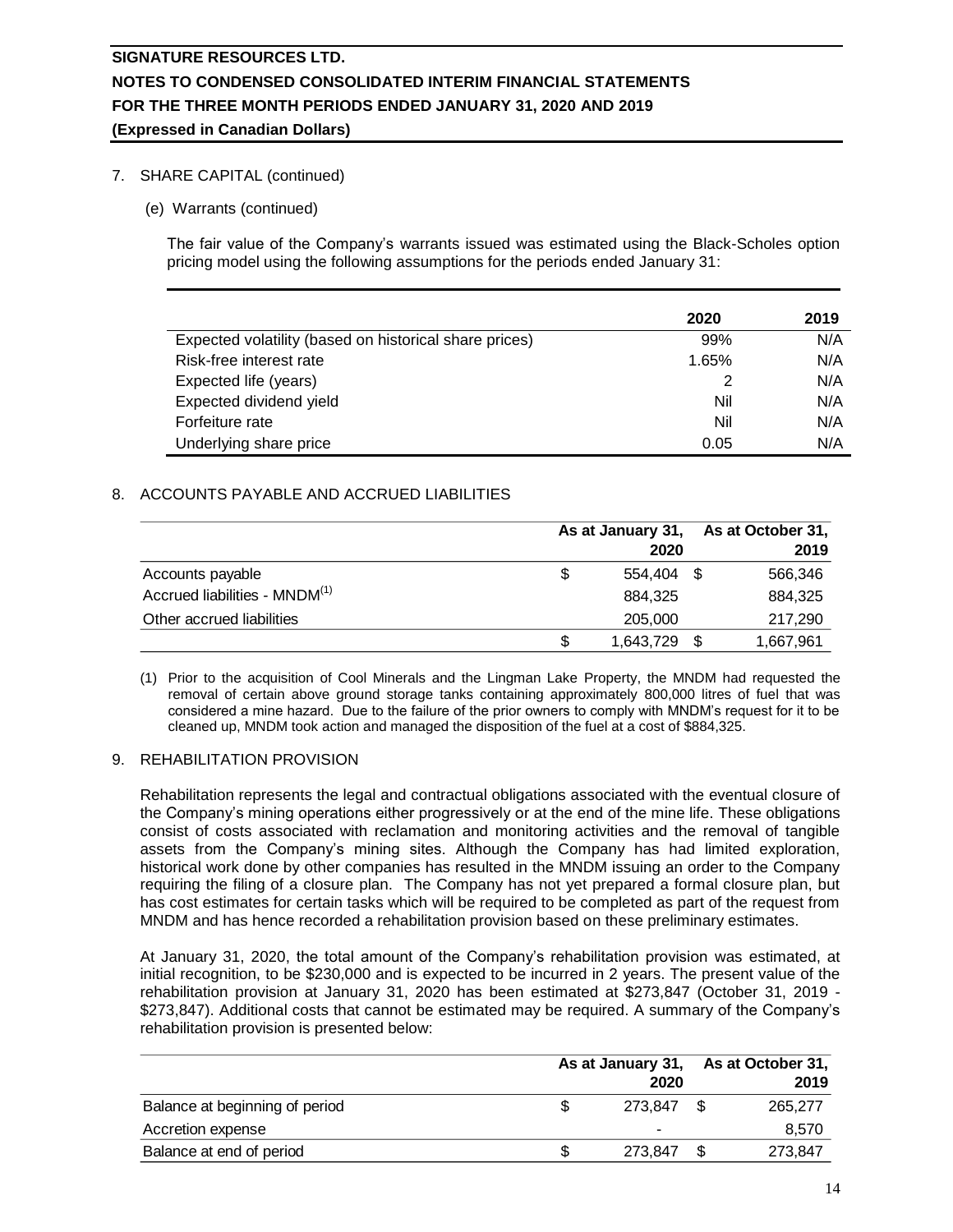## 7. SHARE CAPITAL (continued)

### (e) Warrants (continued)

The fair value of the Company's warrants issued was estimated using the Black-Scholes option pricing model using the following assumptions for the periods ended January 31:

| | 2020 | 2019 |
|---|---|---|
| Expected volatility (based on historical share prices) | 99% | N/A |
| Risk-free interest rate | 1.65% | N/A |
| Expected life (years) | 2 | N/A |
| Expected dividend yield | Nil | N/A |
| Forfeiture rate | Nil | N/A |
| Underlying share price | 0.05 | N/A |

## 8. ACCOUNTS PAYABLE AND ACCRUED LIABILITIES

| | As at January 31, 2020 | As at October 31, 2019 |
|---|---|---|
| Accounts payable | $ 554,404 | $ 566,346 |
| Accrued liabilities - MNDM[1] | 884,325 | 884,325 |
| Other accrued liabilities | 205,000 | 217,290 |
| | $ 1,643,729 | $ 1,667,961 |

(1) Prior to the acquisition of Cool Minerals and the Lingman Lake Property, the MNDM had requested the removal of certain above ground storage tanks containing approximately 800,000 litres of fuel that was considered a mine hazard. Due to the failure of the prior owners to comply with MNDM's request for it to be cleaned up, MNDM took action and managed the disposition of the fuel at a cost of $884,325.

## 9. REHABILITATION PROVISION

Rehabilitation represents the legal and contractual obligations associated with the eventual closure of the Company's mining operations either progressively or at the end of the mine life. These obligations consist of costs associated with reclamation and monitoring activities and the removal of tangible assets from the Company's mining sites. Although the Company has had limited exploration, historical work done by other companies has resulted in the MNDM issuing an order to the Company requiring the filing of a closure plan. The Company has not yet prepared a formal closure plan, but has cost estimates for certain tasks which will be required to be completed as part of the request from MNDM and has hence recorded a rehabilitation provision based on these preliminary estimates.

At January 31, 2020, the total amount of the Company's rehabilitation provision was estimated, at initial recognition, to be $230,000 and is expected to be incurred in 2 years. The present value of the rehabilitation provision at January 31, 2020 has been estimated at $273,847 (October 31, 2019 - $273,847). Additional costs that cannot be estimated may be required. A summary of the Company's rehabilitation provision is presented below:

| | As at January 31, 2020 | As at October 31, 2019 |
|---|---|---|
| Balance at beginning of period | $ 273,847 | $ 265,277 |
| Accretion expense | - | 8,570 |
| Balance at end of period | $ 273,847 | $ 273,847 |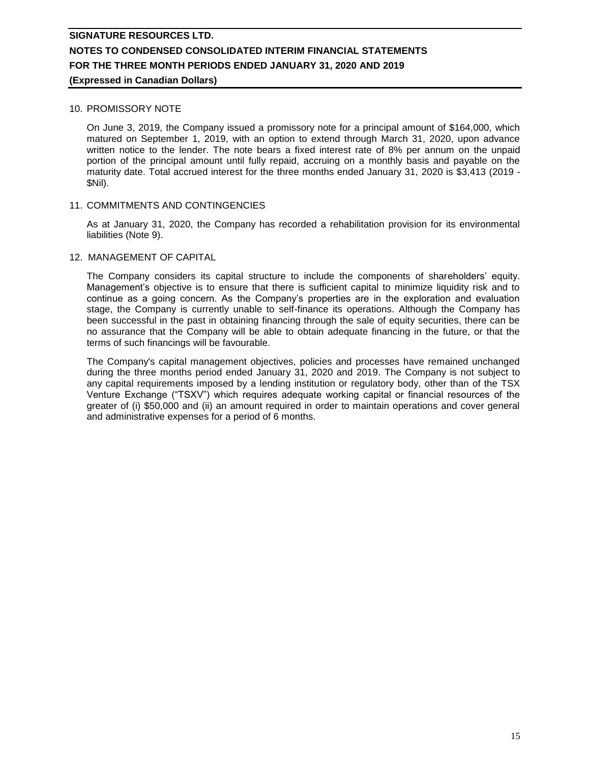## 10. PROMISSORY NOTE

On June 3, 2019, the Company issued a promissory note for a principal amount of $164,000, which matured on September 1, 2019, with an option to extend through March 31, 2020, upon advance written notice to the lender. The note bears a fixed interest rate of 8% per annum on the unpaid portion of the principal amount until fully repaid, accruing on a monthly basis and payable on the maturity date. Total accrued interest for the three months ended January 31, 2020 is $3,413 (2019 - $Nil).

## 11. COMMITMENTS AND CONTINGENCIES

As at January 31, 2020, the Company has recorded a rehabilitation provision for its environmental liabilities (Note 9).

## 12. MANAGEMENT OF CAPITAL

The Company considers its capital structure to include the components of shareholders' equity. Management's objective is to ensure that there is sufficient capital to minimize liquidity risk and to continue as a going concern. As the Company's properties are in the exploration and evaluation stage, the Company is currently unable to self-finance its operations. Although the Company has been successful in the past in obtaining financing through the sale of equity securities, there can be no assurance that the Company will be able to obtain adequate financing in the future, or that the terms of such financings will be favourable.

The Company's capital management objectives, policies and processes have remained unchanged during the three months period ended January 31, 2020 and 2019. The Company is not subject to any capital requirements imposed by a lending institution or regulatory body, other than of the TSX Venture Exchange ("TSXV") which requires adequate working capital or financial resources of the greater of (i) $50,000 and (ii) an amount required in order to maintain operations and cover general and administrative expenses for a period of 6 months.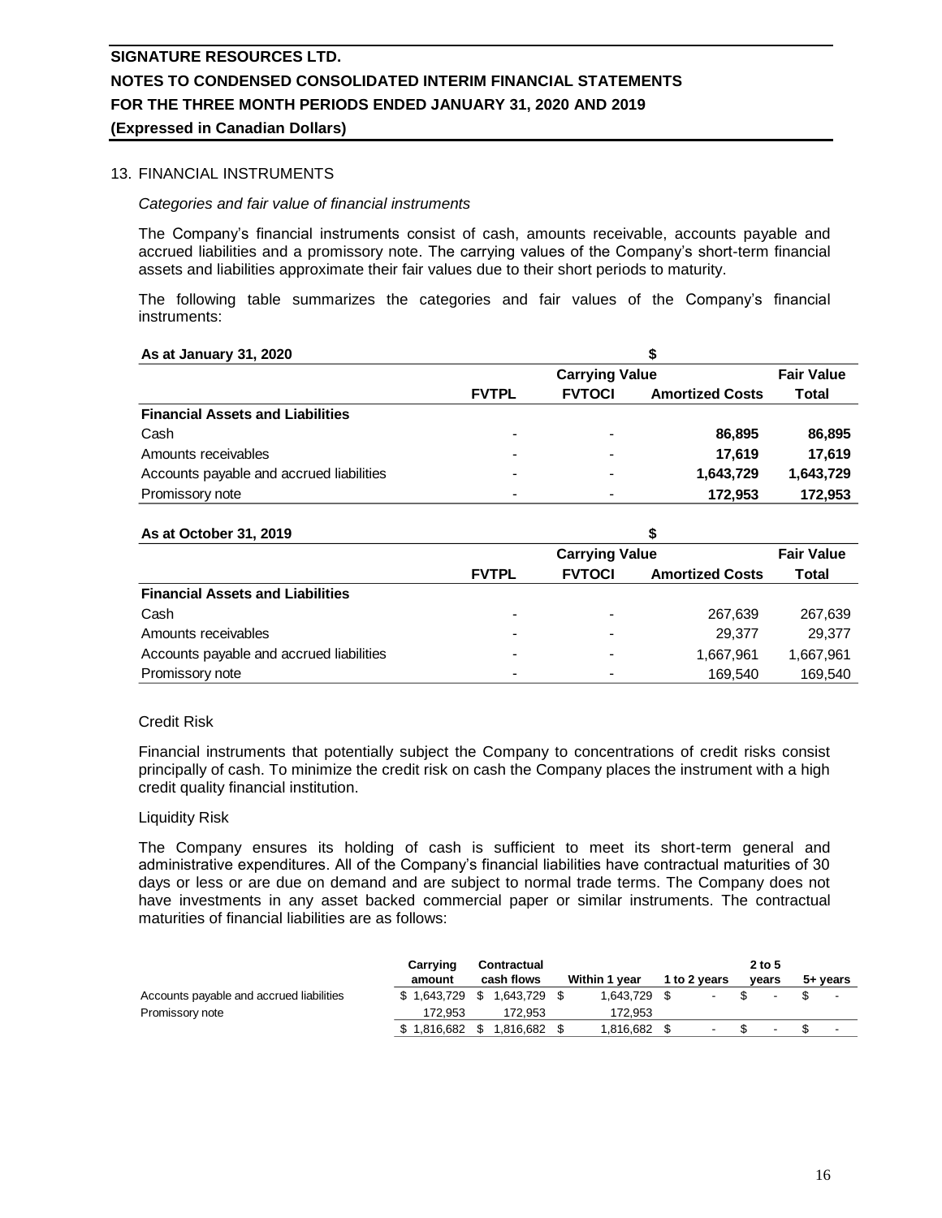## 13. FINANCIAL INSTRUMENTS

*Categories and fair value of financial instruments*

The Company's financial instruments consist of cash, amounts receivable, accounts payable and accrued liabilities and a promissory note. The carrying values of the Company's short-term financial assets and liabilities approximate their fair values due to their short periods to maturity.

The following table summarizes the categories and fair values of the Company's financial instruments:

| As at January 31, 2020 | | $ | | |
|---|---|---|---|---|
| | Carrying Value | | | Fair Value |
| | FVTPL | FVTOCI | Amortized Costs | Total |
| **Financial Assets and Liabilities** | | | | |
| Cash | - | - | **86,895** | **86,895** |
| Amounts receivables | - | - | **17,619** | **17,619** |
| Accounts payable and accrued liabilities | - | - | **1,643,729** | **1,643,729** |
| Promissory note | - | - | **172,953** | **172,953** |

| As at October 31, 2019 | | $ | | |
|---|---|---|---|---|
| | Carrying Value | | | Fair Value |
| | FVTPL | FVTOCI | Amortized Costs | Total |
| **Financial Assets and Liabilities** | | | | |
| Cash | - | - | 267,639 | 267,639 |
| Amounts receivables | - | - | 29,377 | 29,377 |
| Accounts payable and accrued liabilities | - | - | 1,667,961 | 1,667,961 |
| Promissory note | - | - | 169,540 | 169,540 |

Credit Risk

Financial instruments that potentially subject the Company to concentrations of credit risks consist principally of cash. To minimize the credit risk on cash the Company places the instrument with a high credit quality financial institution.

Liquidity Risk

The Company ensures its holding of cash is sufficient to meet its short-term general and administrative expenditures. All of the Company's financial liabilities have contractual maturities of 30 days or less or are due on demand and are subject to normal trade terms. The Company does not have investments in any asset backed commercial paper or similar instruments. The contractual maturities of financial liabilities are as follows:

| | Carrying amount | Contractual cash flows | Within 1 year | 1 to 2 years | 2 to 5 years | 5+ years |
|---|---|---|---|---|---|---|
| Accounts payable and accrued liabilities | $ 1,643,729 | $ 1,643,729 | $ 1,643,729 | $ - | $ - | $ - |
| Promissory note | 172,953 | 172,953 | 172,953 | | | |
| | $ 1,816,682 | $ 1,816,682 | $ 1,816,682 | $ - | $ - | $ - |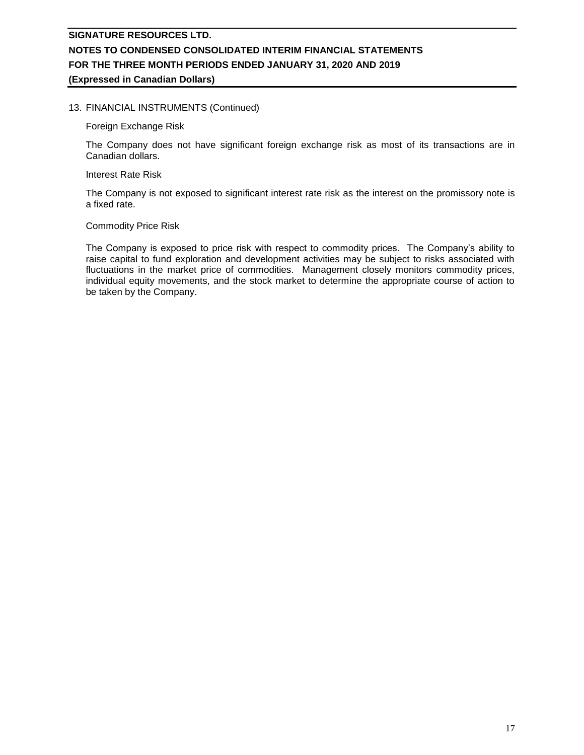## 13. FINANCIAL INSTRUMENTS (Continued)

### Foreign Exchange Risk

The Company does not have significant foreign exchange risk as most of its transactions are in Canadian dollars.

### Interest Rate Risk

The Company is not exposed to significant interest rate risk as the interest on the promissory note is a fixed rate.

### Commodity Price Risk

The Company is exposed to price risk with respect to commodity prices. The Company's ability to raise capital to fund exploration and development activities may be subject to risks associated with fluctuations in the market price of commodities. Management closely monitors commodity prices, individual equity movements, and the stock market to determine the appropriate course of action to be taken by the Company.